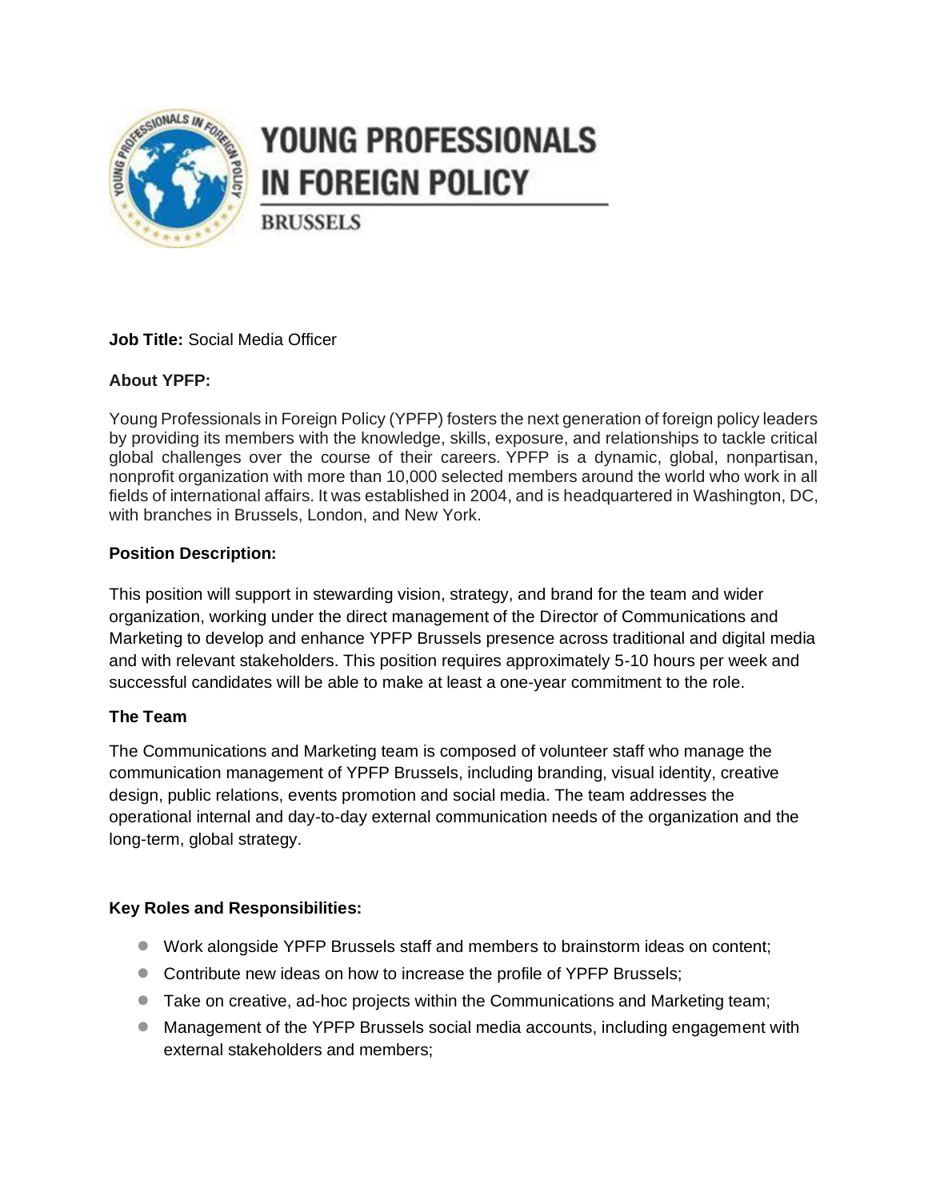# YOUNG PROFESSIONALS IN FOREIGN POLICY

BRUSSELS

**Job Title:** Social Media Officer

**About YPFP:**

Young Professionals in Foreign Policy (YPFP) fosters the next generation of foreign policy leaders by providing its members with the knowledge, skills, exposure, and relationships to tackle critical global challenges over the course of their careers. YPFP is a dynamic, global, nonpartisan, nonprofit organization with more than 10,000 selected members around the world who work in all fields of international affairs. It was established in 2004, and is headquartered in Washington, DC, with branches in Brussels, London, and New York.

**Position Description:**

This position will support in stewarding vision, strategy, and brand for the team and wider organization, working under the direct management of the Director of Communications and Marketing to develop and enhance YPFP Brussels presence across traditional and digital media and with relevant stakeholders. This position requires approximately 5-10 hours per week and successful candidates will be able to make at least a one-year commitment to the role.

**The Team**

The Communications and Marketing team is composed of volunteer staff who manage the communication management of YPFP Brussels, including branding, visual identity, creative design, public relations, events promotion and social media. The team addresses the operational internal and day-to-day external communication needs of the organization and the long-term, global strategy.

**Key Roles and Responsibilities:**

- Work alongside YPFP Brussels staff and members to brainstorm ideas on content;
- Contribute new ideas on how to increase the profile of YPFP Brussels;
- Take on creative, ad-hoc projects within the Communications and Marketing team;
- Management of the YPFP Brussels social media accounts, including engagement with external stakeholders and members;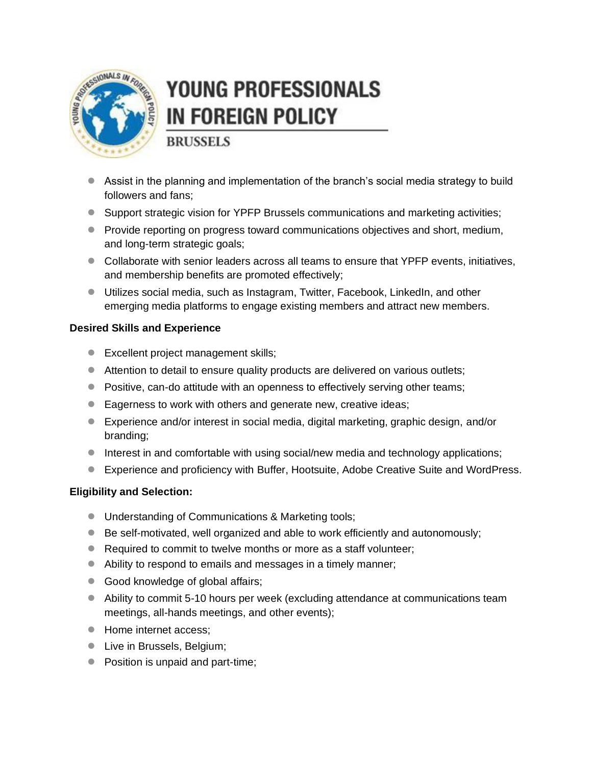- Assist in the planning and implementation of the branch's social media strategy to build followers and fans;
- Support strategic vision for YPFP Brussels communications and marketing activities;
- Provide reporting on progress toward communications objectives and short, medium, and long-term strategic goals;
- Collaborate with senior leaders across all teams to ensure that YPFP events, initiatives, and membership benefits are promoted effectively;
- Utilizes social media, such as Instagram, Twitter, Facebook, LinkedIn, and other emerging media platforms to engage existing members and attract new members.

**Desired Skills and Experience**

- Excellent project management skills;
- Attention to detail to ensure quality products are delivered on various outlets;
- Positive, can-do attitude with an openness to effectively serving other teams;
- Eagerness to work with others and generate new, creative ideas;
- Experience and/or interest in social media, digital marketing, graphic design, and/or branding;
- Interest in and comfortable with using social/new media and technology applications;
- Experience and proficiency with Buffer, Hootsuite, Adobe Creative Suite and WordPress.

**Eligibility and Selection:**

- Understanding of Communications & Marketing tools;
- Be self-motivated, well organized and able to work efficiently and autonomously;
- Required to commit to twelve months or more as a staff volunteer;
- Ability to respond to emails and messages in a timely manner;
- Good knowledge of global affairs;
- Ability to commit 5-10 hours per week (excluding attendance at communications team meetings, all-hands meetings, and other events);
- Home internet access;
- Live in Brussels, Belgium;
- Position is unpaid and part-time;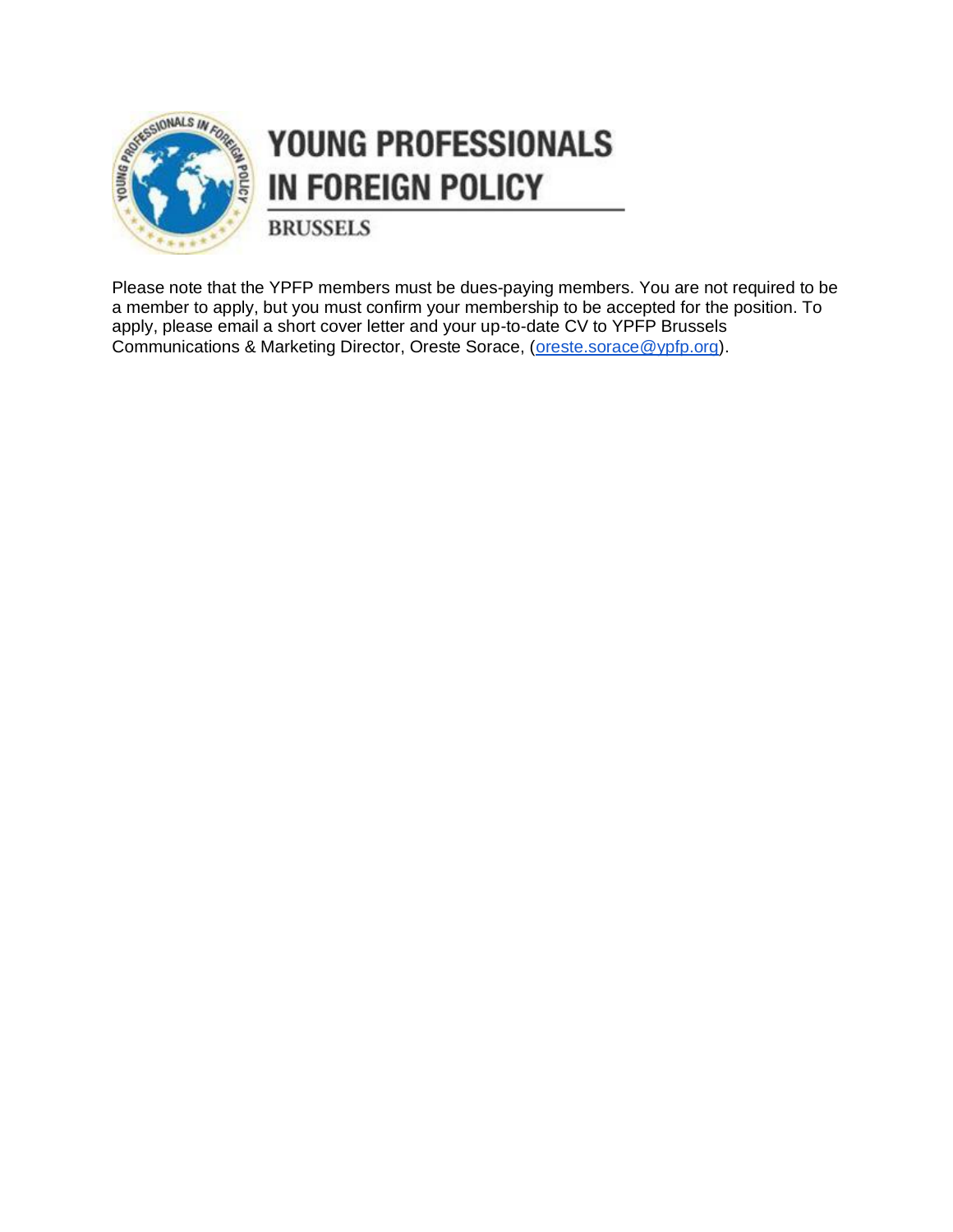Please note that the YPFP members must be dues-paying members. You are not required to be a member to apply, but you must confirm your membership to be accepted for the position. To apply, please email a short cover letter and your up-to-date CV to YPFP Brussels Communications & Marketing Director, Oreste Sorace, (oreste.sorace@ypfp.org).